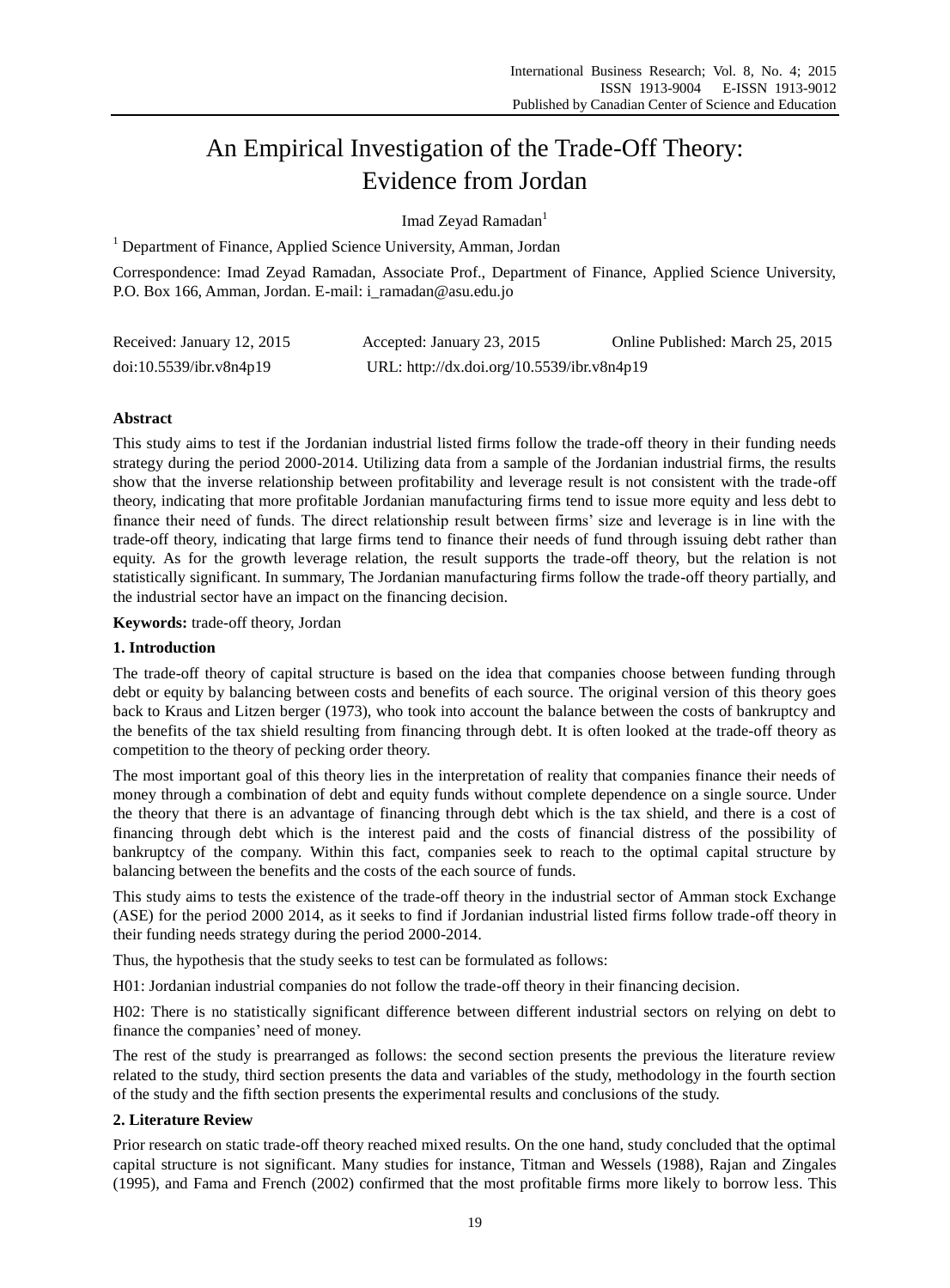# An Empirical Investigation of the Trade-Off Theory: Evidence from Jordan

Imad Zeyad Ramadan[1]

[1] Department of Finance, Applied Science University, Amman, Jordan

Correspondence: Imad Zeyad Ramadan, Associate Prof., Department of Finance, Applied Science University, P.O. Box 166, Amman, Jordan. E-mail: i_ramadan@asu.edu.jo

Received: January 12, 2015 Accepted: January 23, 2015 Online Published: March 25, 2015

doi:10.5539/ibr.v8n4p19 URL: http://dx.doi.org/10.5539/ibr.v8n4p19

**Abstract**

This study aims to test if the Jordanian industrial listed firms follow the trade-off theory in their funding needs strategy during the period 2000-2014. Utilizing data from a sample of the Jordanian industrial firms, the results show that the inverse relationship between profitability and leverage result is not consistent with the trade-off theory, indicating that more profitable Jordanian manufacturing firms tend to issue more equity and less debt to finance their need of funds. The direct relationship result between firms' size and leverage is in line with the trade-off theory, indicating that large firms tend to finance their needs of fund through issuing debt rather than equity. As for the growth leverage relation, the result supports the trade-off theory, but the relation is not statistically significant. In summary, The Jordanian manufacturing firms follow the trade-off theory partially, and the industrial sector have an impact on the financing decision.

**Keywords:** trade-off theory, Jordan

## 1. Introduction

The trade-off theory of capital structure is based on the idea that companies choose between funding through debt or equity by balancing between costs and benefits of each source. The original version of this theory goes back to Kraus and Litzen berger (1973), who took into account the balance between the costs of bankruptcy and the benefits of the tax shield resulting from financing through debt. It is often looked at the trade-off theory as competition to the theory of pecking order theory.

The most important goal of this theory lies in the interpretation of reality that companies finance their needs of money through a combination of debt and equity funds without complete dependence on a single source. Under the theory that there is an advantage of financing through debt which is the tax shield, and there is a cost of financing through debt which is the interest paid and the costs of financial distress of the possibility of bankruptcy of the company. Within this fact, companies seek to reach to the optimal capital structure by balancing between the benefits and the costs of the each source of funds.

This study aims to tests the existence of the trade-off theory in the industrial sector of Amman stock Exchange (ASE) for the period 2000 2014, as it seeks to find if Jordanian industrial listed firms follow trade-off theory in their funding needs strategy during the period 2000-2014.

Thus, the hypothesis that the study seeks to test can be formulated as follows:

H01: Jordanian industrial companies do not follow the trade-off theory in their financing decision.

H02: There is no statistically significant difference between different industrial sectors on relying on debt to finance the companies' need of money.

The rest of the study is prearranged as follows: the second section presents the previous the literature review related to the study, third section presents the data and variables of the study, methodology in the fourth section of the study and the fifth section presents the experimental results and conclusions of the study.

## 2. Literature Review

Prior research on static trade-off theory reached mixed results. On the one hand, study concluded that the optimal capital structure is not significant. Many studies for instance, Titman and Wessels (1988), Rajan and Zingales (1995), and Fama and French (2002) confirmed that the most profitable firms more likely to borrow less. This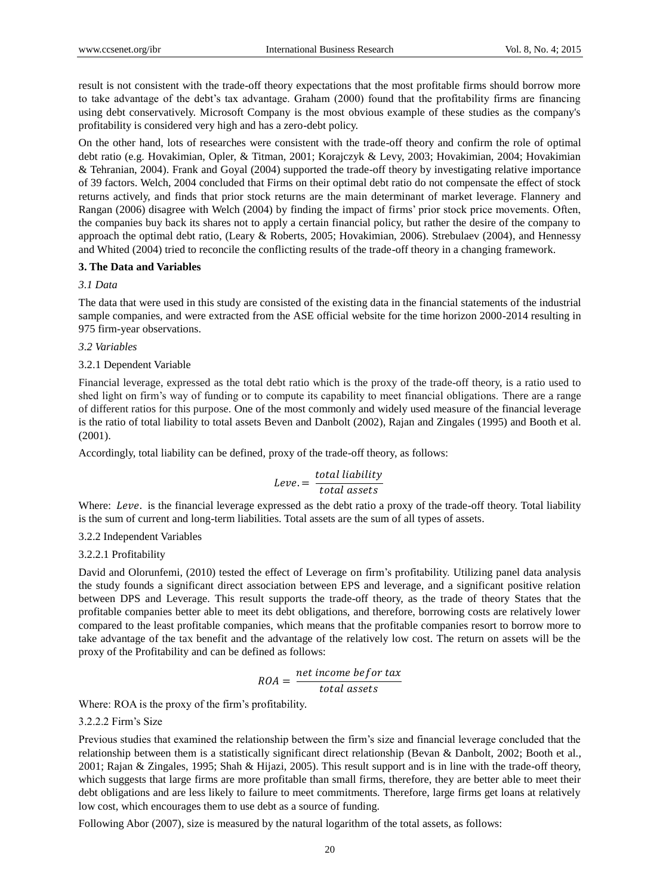result is not consistent with the trade-off theory expectations that the most profitable firms should borrow more to take advantage of the debt's tax advantage. Graham (2000) found that the profitability firms are financing using debt conservatively. Microsoft Company is the most obvious example of these studies as the company's profitability is considered very high and has a zero-debt policy.

On the other hand, lots of researches were consistent with the trade-off theory and confirm the role of optimal debt ratio (e.g. Hovakimian, Opler, & Titman, 2001; Korajczyk & Levy, 2003; Hovakimian, 2004; Hovakimian & Tehranian, 2004). Frank and Goyal (2004) supported the trade-off theory by investigating relative importance of 39 factors. Welch, 2004 concluded that Firms on their optimal debt ratio do not compensate the effect of stock returns actively, and finds that prior stock returns are the main determinant of market leverage. Flannery and Rangan (2006) disagree with Welch (2004) by finding the impact of firms' prior stock price movements. Often, the companies buy back its shares not to apply a certain financial policy, but rather the desire of the company to approach the optimal debt ratio, (Leary & Roberts, 2005; Hovakimian, 2006). Strebulaev (2004), and Hennessy and Whited (2004) tried to reconcile the conflicting results of the trade-off theory in a changing framework.

## 3. The Data and Variables

### *3.1 Data*

The data that were used in this study are consisted of the existing data in the financial statements of the industrial sample companies, and were extracted from the ASE official website for the time horizon 2000-2014 resulting in 975 firm-year observations.

### *3.2 Variables*

#### 3.2.1 Dependent Variable

Financial leverage, expressed as the total debt ratio which is the proxy of the trade-off theory, is a ratio used to shed light on firm's way of funding or to compute its capability to meet financial obligations. There are a range of different ratios for this purpose. One of the most commonly and widely used measure of the financial leverage is the ratio of total liability to total assets Beven and Danbolt (2002), Rajan and Zingales (1995) and Booth et al. (2001).

Accordingly, total liability can be defined, proxy of the trade-off theory, as follows:

$$Leve. = \frac{total\ liability}{total\ assets}$$

Where: $Leve.$ is the financial leverage expressed as the debt ratio a proxy of the trade-off theory. Total liability is the sum of current and long-term liabilities. Total assets are the sum of all types of assets.

#### 3.2.2 Independent Variables

##### 3.2.2.1 Profitability

David and Olorunfemi, (2010) tested the effect of Leverage on firm's profitability. Utilizing panel data analysis the study founds a significant direct association between EPS and leverage, and a significant positive relation between DPS and Leverage. This result supports the trade-off theory, as the trade of theory States that the profitable companies better able to meet its debt obligations, and therefore, borrowing costs are relatively lower compared to the least profitable companies, which means that the profitable companies resort to borrow more to take advantage of the tax benefit and the advantage of the relatively low cost. The return on assets will be the proxy of the Profitability and can be defined as follows:

$$ROA = \frac{net\ income\ befor\ tax}{total\ assets}$$

Where: ROA is the proxy of the firm's profitability.

##### 3.2.2.2 Firm's Size

Previous studies that examined the relationship between the firm's size and financial leverage concluded that the relationship between them is a statistically significant direct relationship (Bevan & Danbolt, 2002; Booth et al., 2001; Rajan & Zingales, 1995; Shah & Hijazi, 2005). This result support and is in line with the trade-off theory, which suggests that large firms are more profitable than small firms, therefore, they are better able to meet their debt obligations and are less likely to failure to meet commitments. Therefore, large firms get loans at relatively low cost, which encourages them to use debt as a source of funding.

Following Abor (2007), size is measured by the natural logarithm of the total assets, as follows: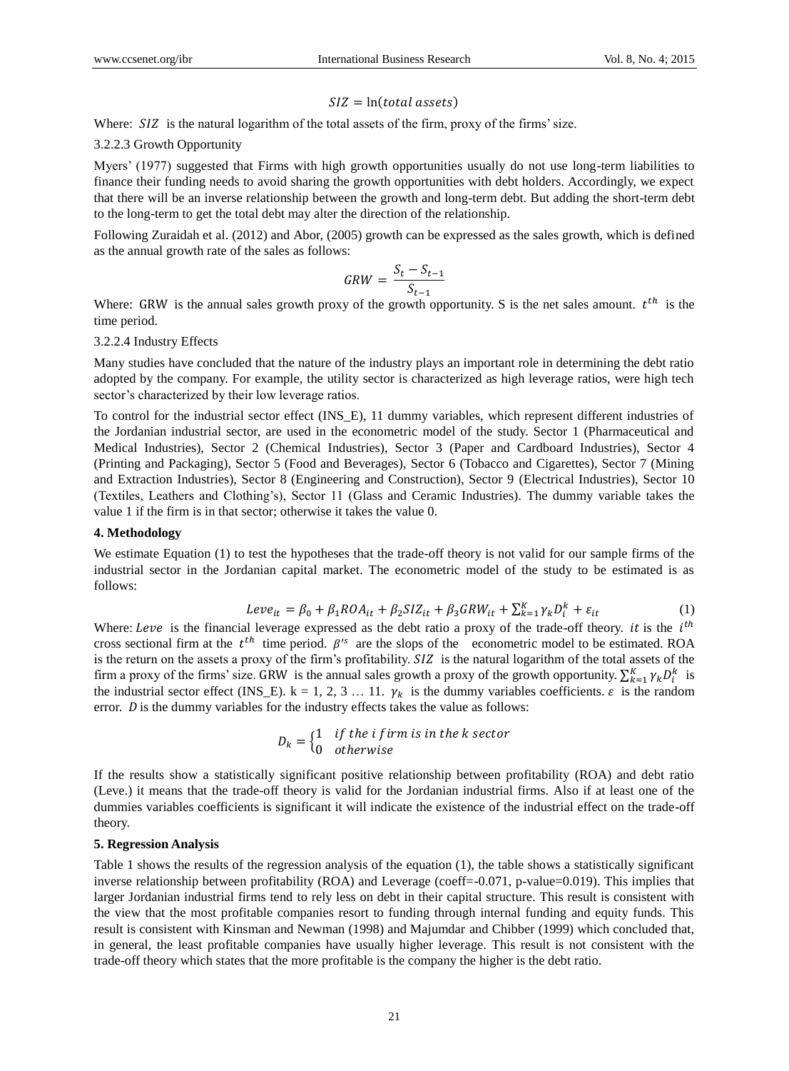$$SIZ = \ln(total\ assets)$$

Where: $SIZ$ is the natural logarithm of the total assets of the firm, proxy of the firms' size.

3.2.2.3 Growth Opportunity

Myers' (1977) suggested that Firms with high growth opportunities usually do not use long-term liabilities to finance their funding needs to avoid sharing the growth opportunities with debt holders. Accordingly, we expect that there will be an inverse relationship between the growth and long-term debt. But adding the short-term debt to the long-term to get the total debt may alter the direction of the relationship.

Following Zuraidah et al. (2012) and Abor, (2005) growth can be expressed as the sales growth, which is defined as the annual growth rate of the sales as follows:

$$GRW = \frac{S_t - S_{t-1}}{S_{t-1}}$$

Where: GRW is the annual sales growth proxy of the growth opportunity. S is the net sales amount. $t^{th}$ is the time period.

3.2.2.4 Industry Effects

Many studies have concluded that the nature of the industry plays an important role in determining the debt ratio adopted by the company. For example, the utility sector is characterized as high leverage ratios, were high tech sector's characterized by their low leverage ratios.

To control for the industrial sector effect (INS_E), 11 dummy variables, which represent different industries of the Jordanian industrial sector, are used in the econometric model of the study. Sector 1 (Pharmaceutical and Medical Industries), Sector 2 (Chemical Industries), Sector 3 (Paper and Cardboard Industries), Sector 4 (Printing and Packaging), Sector 5 (Food and Beverages), Sector 6 (Tobacco and Cigarettes), Sector 7 (Mining and Extraction Industries), Sector 8 (Engineering and Construction), Sector 9 (Electrical Industries), Sector 10 (Textiles, Leathers and Clothing's), Sector 11 (Glass and Ceramic Industries). The dummy variable takes the value 1 if the firm is in that sector; otherwise it takes the value 0.

## 4. Methodology

We estimate Equation (1) to test the hypotheses that the trade-off theory is not valid for our sample firms of the industrial sector in the Jordanian capital market. The econometric model of the study to be estimated is as follows:

$$Leve_{it} = \beta_0 + \beta_1 ROA_{it} + \beta_2 SIZ_{it} + \beta_3 GRW_{it} + \sum_{k=1}^{K} \gamma_k D_i^k + \varepsilon_{it} \tag{1}$$

Where: $Leve$ is the financial leverage expressed as the debt ratio a proxy of the trade-off theory. $it$ is the $i^{th}$ cross sectional firm at the $t^{th}$ time period. $\beta'^s$ are the slops of the econometric model to be estimated. ROA is the return on the assets a proxy of the firm's profitability. $SIZ$ is the natural logarithm of the total assets of the firm a proxy of the firms' size. GRW is the annual sales growth a proxy of the growth opportunity. $\sum_{k=1}^{K} \gamma_k D_i^k$ is the industrial sector effect (INS_E). k = 1, 2, 3 … 11. $\gamma_k$ is the dummy variables coefficients. $\varepsilon$ is the random error. $D$ is the dummy variables for the industry effects takes the value as follows:

$$D_k = \begin{cases} 1 & if\ the\ i\ firm\ is\ in\ the\ k\ sector \\ 0 & otherwise \end{cases}$$

If the results show a statistically significant positive relationship between profitability (ROA) and debt ratio (Leve.) it means that the trade-off theory is valid for the Jordanian industrial firms. Also if at least one of the dummies variables coefficients is significant it will indicate the existence of the industrial effect on the trade-off theory.

## 5. Regression Analysis

Table 1 shows the results of the regression analysis of the equation (1), the table shows a statistically significant inverse relationship between profitability (ROA) and Leverage (coeff=-0.071, p-value=0.019). This implies that larger Jordanian industrial firms tend to rely less on debt in their capital structure. This result is consistent with the view that the most profitable companies resort to funding through internal funding and equity funds. This result is consistent with Kinsman and Newman (1998) and Majumdar and Chibber (1999) which concluded that, in general, the least profitable companies have usually higher leverage. This result is not consistent with the trade-off theory which states that the more profitable is the company the higher is the debt ratio.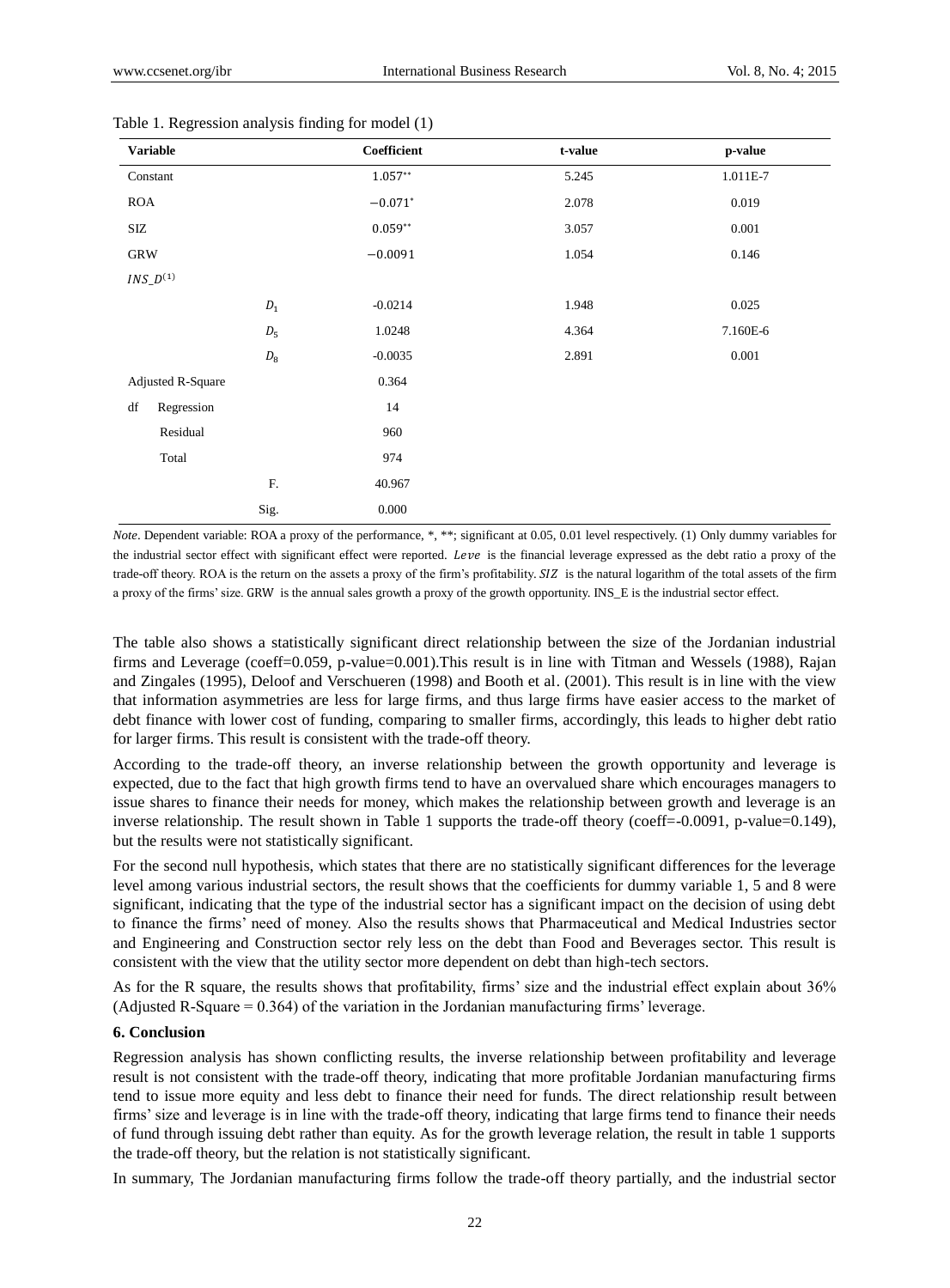Table 1. Regression analysis finding for model (1)

| Variable | | Coefficient | t-value | p-value |
|---|---|---|---|---|
| Constant | | $1.057^{**}$ | 5.245 | 1.011E-7 |
| ROA | | $-0.071^{*}$ | 2.078 | 0.019 |
| SIZ | | $0.059^{**}$ | 3.057 | 0.001 |
| GRW | | $-0.0091$ | 1.054 | 0.146 |
| $INS\_D^{(1)}$ | | | | |
| | $D_1$ | -0.0214 | 1.948 | 0.025 |
| | $D_5$ | 1.0248 | 4.364 | 7.160E-6 |
| | $D_8$ | -0.0035 | 2.891 | 0.001 |
| Adjusted R-Square | | 0.364 | | |
| df Regression | | 14 | | |
| Residual | | 960 | | |
| Total | | 974 | | |
| | F. | 40.967 | | |
| | Sig. | 0.000 | | |

*Note*. Dependent variable: ROA a proxy of the performance, *, **; significant at 0.05, 0.01 level respectively. (1) Only dummy variables for the industrial sector effect with significant effect were reported. $Leve$ is the financial leverage expressed as the debt ratio a proxy of the trade-off theory. ROA is the return on the assets a proxy of the firm's profitability. $SIZ$ is the natural logarithm of the total assets of the firm a proxy of the firms' size. GRW is the annual sales growth a proxy of the growth opportunity. INS_E is the industrial sector effect.

The table also shows a statistically significant direct relationship between the size of the Jordanian industrial firms and Leverage (coeff=0.059, p-value=0.001).This result is in line with Titman and Wessels (1988), Rajan and Zingales (1995), Deloof and Verschueren (1998) and Booth et al. (2001). This result is in line with the view that information asymmetries are less for large firms, and thus large firms have easier access to the market of debt finance with lower cost of funding, comparing to smaller firms, accordingly, this leads to higher debt ratio for larger firms. This result is consistent with the trade-off theory.

According to the trade-off theory, an inverse relationship between the growth opportunity and leverage is expected, due to the fact that high growth firms tend to have an overvalued share which encourages managers to issue shares to finance their needs for money, which makes the relationship between growth and leverage is an inverse relationship. The result shown in Table 1 supports the trade-off theory (coeff=-0.0091, p-value=0.149), but the results were not statistically significant.

For the second null hypothesis, which states that there are no statistically significant differences for the leverage level among various industrial sectors, the result shows that the coefficients for dummy variable 1, 5 and 8 were significant, indicating that the type of the industrial sector has a significant impact on the decision of using debt to finance the firms' need of money. Also the results shows that Pharmaceutical and Medical Industries sector and Engineering and Construction sector rely less on the debt than Food and Beverages sector. This result is consistent with the view that the utility sector more dependent on debt than high-tech sectors.

As for the R square, the results shows that profitability, firms' size and the industrial effect explain about 36% (Adjusted R-Square = 0.364) of the variation in the Jordanian manufacturing firms' leverage.

## 6. Conclusion

Regression analysis has shown conflicting results, the inverse relationship between profitability and leverage result is not consistent with the trade-off theory, indicating that more profitable Jordanian manufacturing firms tend to issue more equity and less debt to finance their need for funds. The direct relationship result between firms' size and leverage is in line with the trade-off theory, indicating that large firms tend to finance their needs of fund through issuing debt rather than equity. As for the growth leverage relation, the result in table 1 supports the trade-off theory, but the relation is not statistically significant.

In summary, The Jordanian manufacturing firms follow the trade-off theory partially, and the industrial sector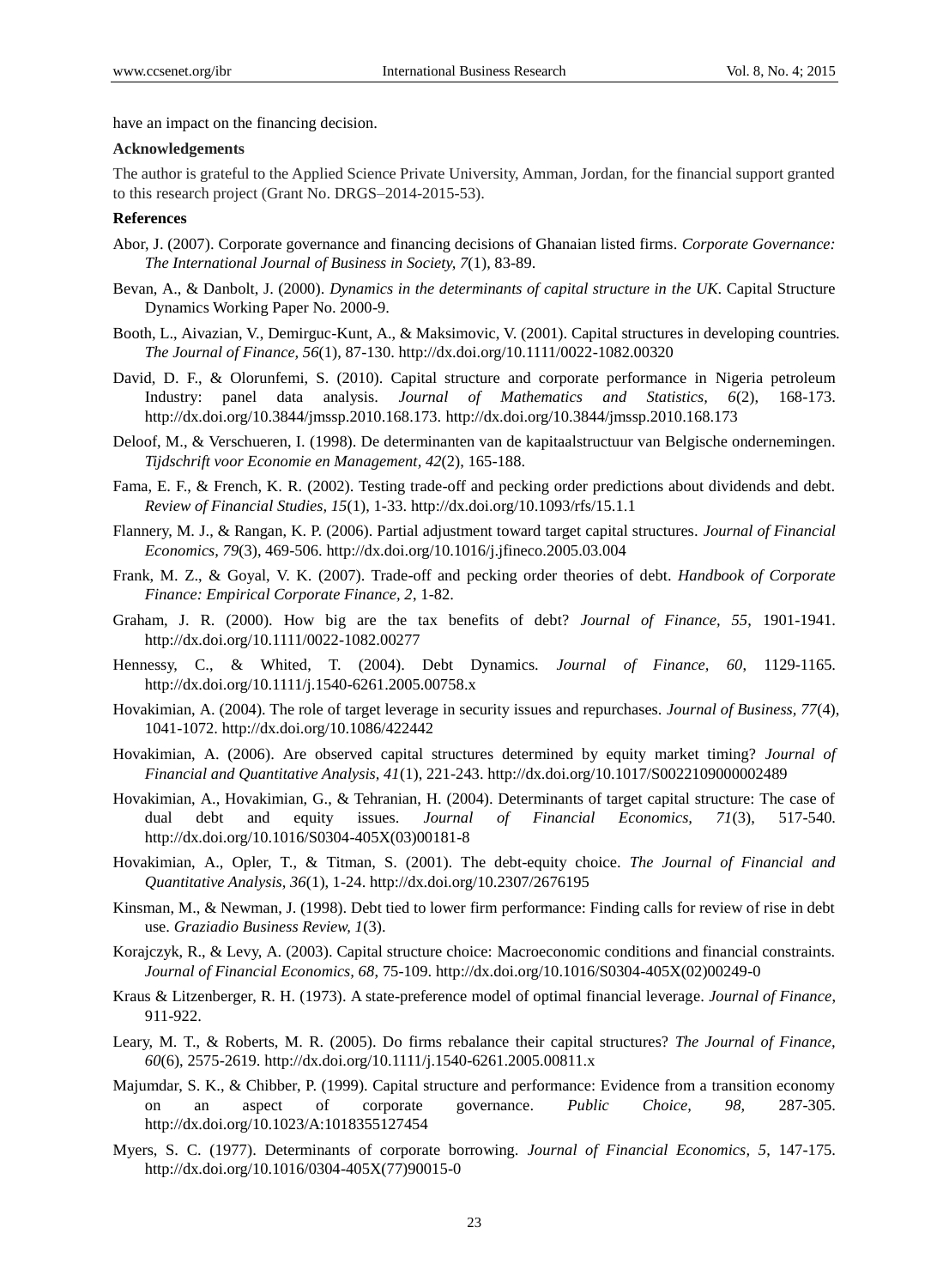have an impact on the financing decision.

## Acknowledgements

The author is grateful to the Applied Science Private University, Amman, Jordan, for the financial support granted to this research project (Grant No. DRGS–2014-2015-53).

## References

Abor, J. (2007). Corporate governance and financing decisions of Ghanaian listed firms. *Corporate Governance: The International Journal of Business in Society, 7*(1), 83-89.

Bevan, A., & Danbolt, J. (2000). *Dynamics in the determinants of capital structure in the UK*. Capital Structure Dynamics Working Paper No. 2000-9.

Booth, L., Aivazian, V., Demirguc-Kunt, A., & Maksimovic, V. (2001). Capital structures in developing countries. *The Journal of Finance, 56*(1), 87-130. http://dx.doi.org/10.1111/0022-1082.00320

David, D. F., & Olorunfemi, S. (2010). Capital structure and corporate performance in Nigeria petroleum Industry: panel data analysis. *Journal of Mathematics and Statistics, 6*(2), 168-173. http://dx.doi.org/10.3844/jmssp.2010.168.173. http://dx.doi.org/10.3844/jmssp.2010.168.173

Deloof, M., & Verschueren, I. (1998). De determinanten van de kapitaalstructuur van Belgische ondernemingen. *Tijdschrift voor Economie en Management, 42*(2), 165-188.

Fama, E. F., & French, K. R. (2002). Testing trade-off and pecking order predictions about dividends and debt. *Review of Financial Studies, 15*(1), 1-33. http://dx.doi.org/10.1093/rfs/15.1.1

Flannery, M. J., & Rangan, K. P. (2006). Partial adjustment toward target capital structures. *Journal of Financial Economics, 79*(3), 469-506. http://dx.doi.org/10.1016/j.jfineco.2005.03.004

Frank, M. Z., & Goyal, V. K. (2007). Trade-off and pecking order theories of debt. *Handbook of Corporate Finance: Empirical Corporate Finance, 2*, 1-82.

Graham, J. R. (2000). How big are the tax benefits of debt? *Journal of Finance, 55*, 1901-1941. http://dx.doi.org/10.1111/0022-1082.00277

Hennessy, C., & Whited, T. (2004). Debt Dynamics. *Journal of Finance, 60*, 1129-1165. http://dx.doi.org/10.1111/j.1540-6261.2005.00758.x

Hovakimian, A. (2004). The role of target leverage in security issues and repurchases. *Journal of Business, 77*(4), 1041-1072. http://dx.doi.org/10.1086/422442

Hovakimian, A. (2006). Are observed capital structures determined by equity market timing? *Journal of Financial and Quantitative Analysis, 41*(1), 221-243. http://dx.doi.org/10.1017/S0022109000002489

Hovakimian, A., Hovakimian, G., & Tehranian, H. (2004). Determinants of target capital structure: The case of dual debt and equity issues. *Journal of Financial Economics, 71*(3), 517-540. http://dx.doi.org/10.1016/S0304-405X(03)00181-8

Hovakimian, A., Opler, T., & Titman, S. (2001). The debt-equity choice. *The Journal of Financial and Quantitative Analysis, 36*(1), 1-24. http://dx.doi.org/10.2307/2676195

Kinsman, M., & Newman, J. (1998). Debt tied to lower firm performance: Finding calls for review of rise in debt use. *Graziadio Business Review, 1*(3).

Korajczyk, R., & Levy, A. (2003). Capital structure choice: Macroeconomic conditions and financial constraints. *Journal of Financial Economics, 68*, 75-109. http://dx.doi.org/10.1016/S0304-405X(02)00249-0

Kraus & Litzenberger, R. H. (1973). A state-preference model of optimal financial leverage. *Journal of Finance*, 911-922.

Leary, M. T., & Roberts, M. R. (2005). Do firms rebalance their capital structures? *The Journal of Finance, 60*(6), 2575-2619. http://dx.doi.org/10.1111/j.1540-6261.2005.00811.x

Majumdar, S. K., & Chibber, P. (1999). Capital structure and performance: Evidence from a transition economy on an aspect of corporate governance. *Public Choice, 98*, 287-305. http://dx.doi.org/10.1023/A:1018355127454

Myers, S. C. (1977). Determinants of corporate borrowing. *Journal of Financial Economics, 5*, 147-175. http://dx.doi.org/10.1016/0304-405X(77)90015-0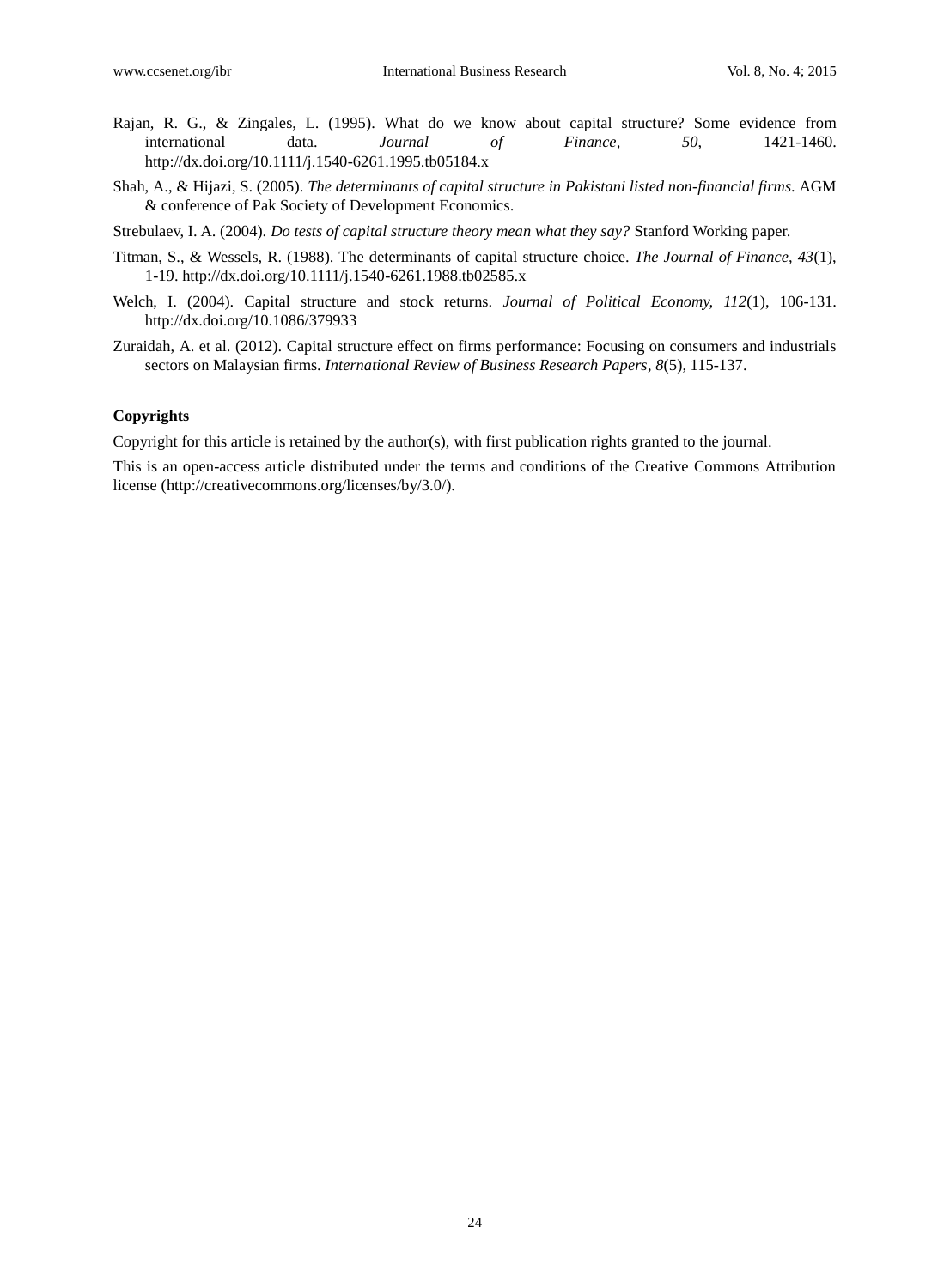Rajan, R. G., & Zingales, L. (1995). What do we know about capital structure? Some evidence from international data. *Journal of Finance, 50*, 1421-1460. http://dx.doi.org/10.1111/j.1540-6261.1995.tb05184.x

Shah, A., & Hijazi, S. (2005). *The determinants of capital structure in Pakistani listed non-financial firms*. AGM & conference of Pak Society of Development Economics.

Strebulaev, I. A. (2004). *Do tests of capital structure theory mean what they say?* Stanford Working paper.

Titman, S., & Wessels, R. (1988). The determinants of capital structure choice. *The Journal of Finance, 43*(1), 1-19. http://dx.doi.org/10.1111/j.1540-6261.1988.tb02585.x

Welch, I. (2004). Capital structure and stock returns. *Journal of Political Economy, 112*(1), 106-131. http://dx.doi.org/10.1086/379933

Zuraidah, A. et al. (2012). Capital structure effect on firms performance: Focusing on consumers and industrials sectors on Malaysian firms. *International Review of Business Research Papers, 8*(5), 115-137.

**Copyrights**

Copyright for this article is retained by the author(s), with first publication rights granted to the journal.

This is an open-access article distributed under the terms and conditions of the Creative Commons Attribution license (http://creativecommons.org/licenses/by/3.0/).